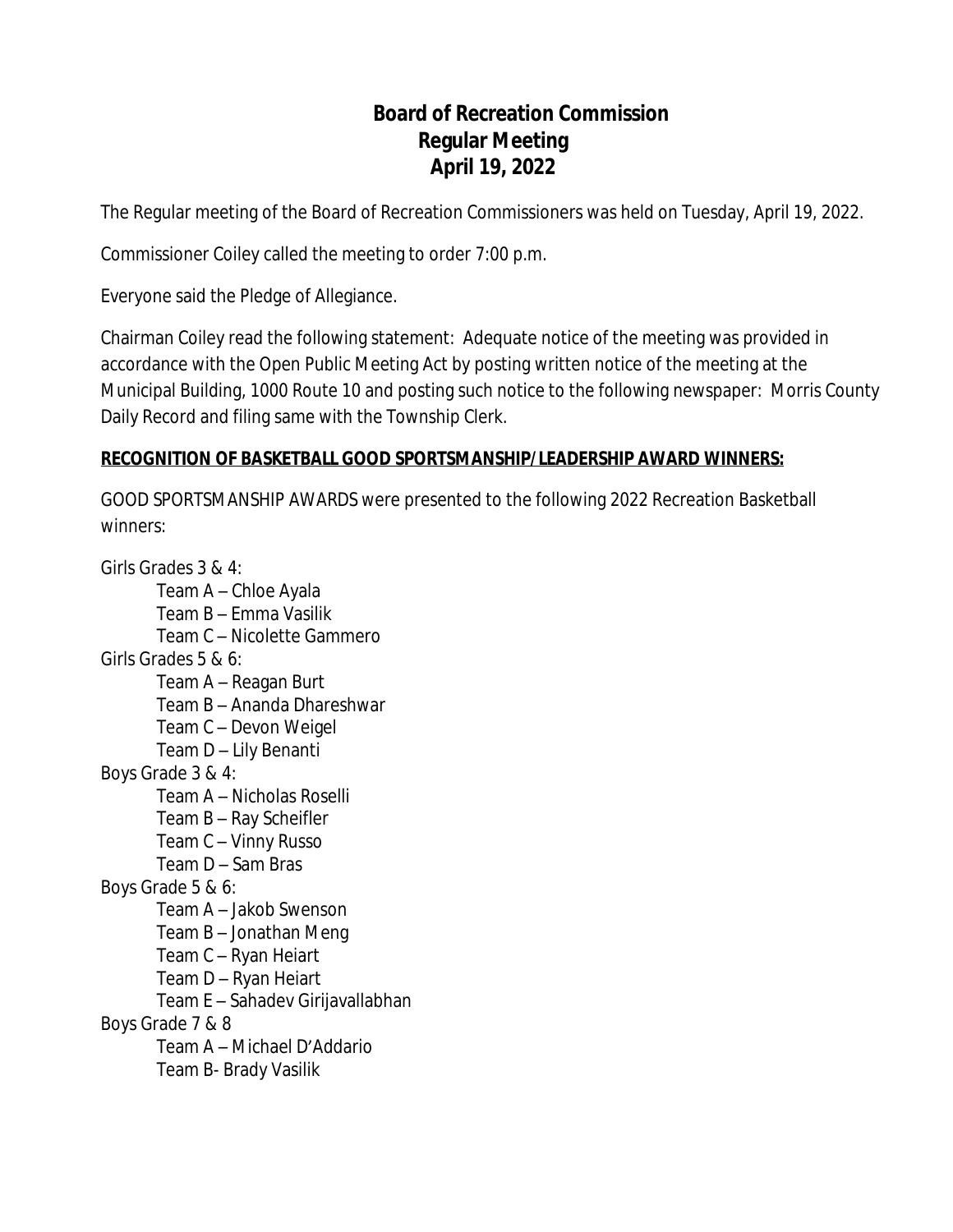# Board of Recreation Commission
## Regular Meeting
## April 19, 2022

The Regular meeting of the Board of Recreation Commissioners was held on Tuesday, April 19, 2022.

Commissioner Coiley called the meeting to order 7:00 p.m.

Everyone said the Pledge of Allegiance.

Chairman Coiley read the following statement: Adequate notice of the meeting was provided in accordance with the Open Public Meeting Act by posting written notice of the meeting at the Municipal Building, 1000 Route 10 and posting such notice to the following newspaper: Morris County Daily Record and filing same with the Township Clerk.

**RECOGNITION OF BASKETBALL GOOD SPORTSMANSHIP/LEADERSHIP AWARD WINNERS:**

GOOD SPORTSMANSHIP AWARDS were presented to the following 2022 Recreation Basketball winners:

Girls Grades 3 & 4:
- Team A – Chloe Ayala
- Team B – Emma Vasilik
- Team C – Nicolette Gammero

Girls Grades 5 & 6:
- Team A – Reagan Burt
- Team B – Ananda Dhareshwar
- Team C – Devon Weigel
- Team D – Lily Benanti

Boys Grade 3 & 4:
- Team A – Nicholas Roselli
- Team B – Ray Scheifler
- Team C – Vinny Russo
- Team D – Sam Bras

Boys Grade 5 & 6:
- Team A – Jakob Swenson
- Team B – Jonathan Meng
- Team C – Ryan Heiart
- Team D – Ryan Heiart
- Team E – Sahadev Girijavallabhan

Boys Grade 7 & 8
- Team A – Michael D'Addario
- Team B- Brady Vasilik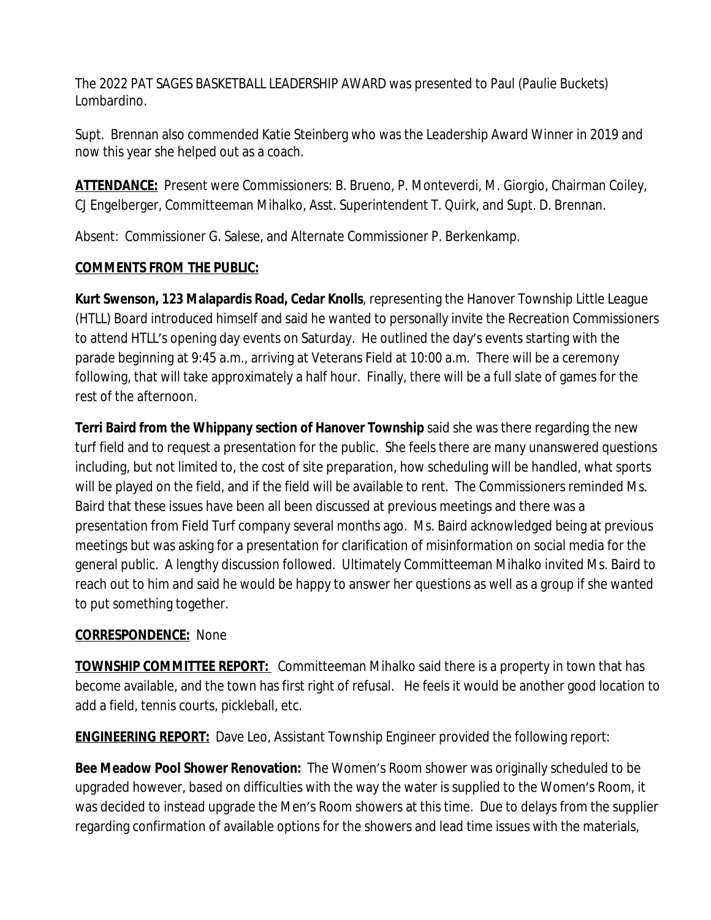The 2022 PAT SAGES BASKETBALL LEADERSHIP AWARD was presented to Paul (Paulie Buckets) Lombardino.

Supt. Brennan also commended Katie Steinberg who was the Leadership Award Winner in 2019 and now this year she helped out as a coach.

**ATTENDANCE:** Present were Commissioners: B. Brueno, P. Monteverdi, M. Giorgio, Chairman Coiley, CJ Engelberger, Committeeman Mihalko, Asst. Superintendent T. Quirk, and Supt. D. Brennan.

Absent: Commissioner G. Salese, and Alternate Commissioner P. Berkenkamp.

**COMMENTS FROM THE PUBLIC:**

**Kurt Swenson, 123 Malapardis Road, Cedar Knolls**, representing the Hanover Township Little League (HTLL) Board introduced himself and said he wanted to personally invite the Recreation Commissioners to attend HTLL's opening day events on Saturday. He outlined the day's events starting with the parade beginning at 9:45 a.m., arriving at Veterans Field at 10:00 a.m. There will be a ceremony following, that will take approximately a half hour. Finally, there will be a full slate of games for the rest of the afternoon.

**Terri Baird from the Whippany section of Hanover Township** said she was there regarding the new turf field and to request a presentation for the public. She feels there are many unanswered questions including, but not limited to, the cost of site preparation, how scheduling will be handled, what sports will be played on the field, and if the field will be available to rent. The Commissioners reminded Ms. Baird that these issues have been all been discussed at previous meetings and there was a presentation from Field Turf company several months ago. Ms. Baird acknowledged being at previous meetings but was asking for a presentation for clarification of misinformation on social media for the general public. A lengthy discussion followed. Ultimately Committeeman Mihalko invited Ms. Baird to reach out to him and said he would be happy to answer her questions as well as a group if she wanted to put something together.

**CORRESPONDENCE:** None

**TOWNSHIP COMMITTEE REPORT:** Committeeman Mihalko said there is a property in town that has become available, and the town has first right of refusal. He feels it would be another good location to add a field, tennis courts, pickleball, etc.

**ENGINEERING REPORT:** Dave Leo, Assistant Township Engineer provided the following report:

**Bee Meadow Pool Shower Renovation:** The Women's Room shower was originally scheduled to be upgraded however, based on difficulties with the way the water is supplied to the Women's Room, it was decided to instead upgrade the Men's Room showers at this time. Due to delays from the supplier regarding confirmation of available options for the showers and lead time issues with the materials,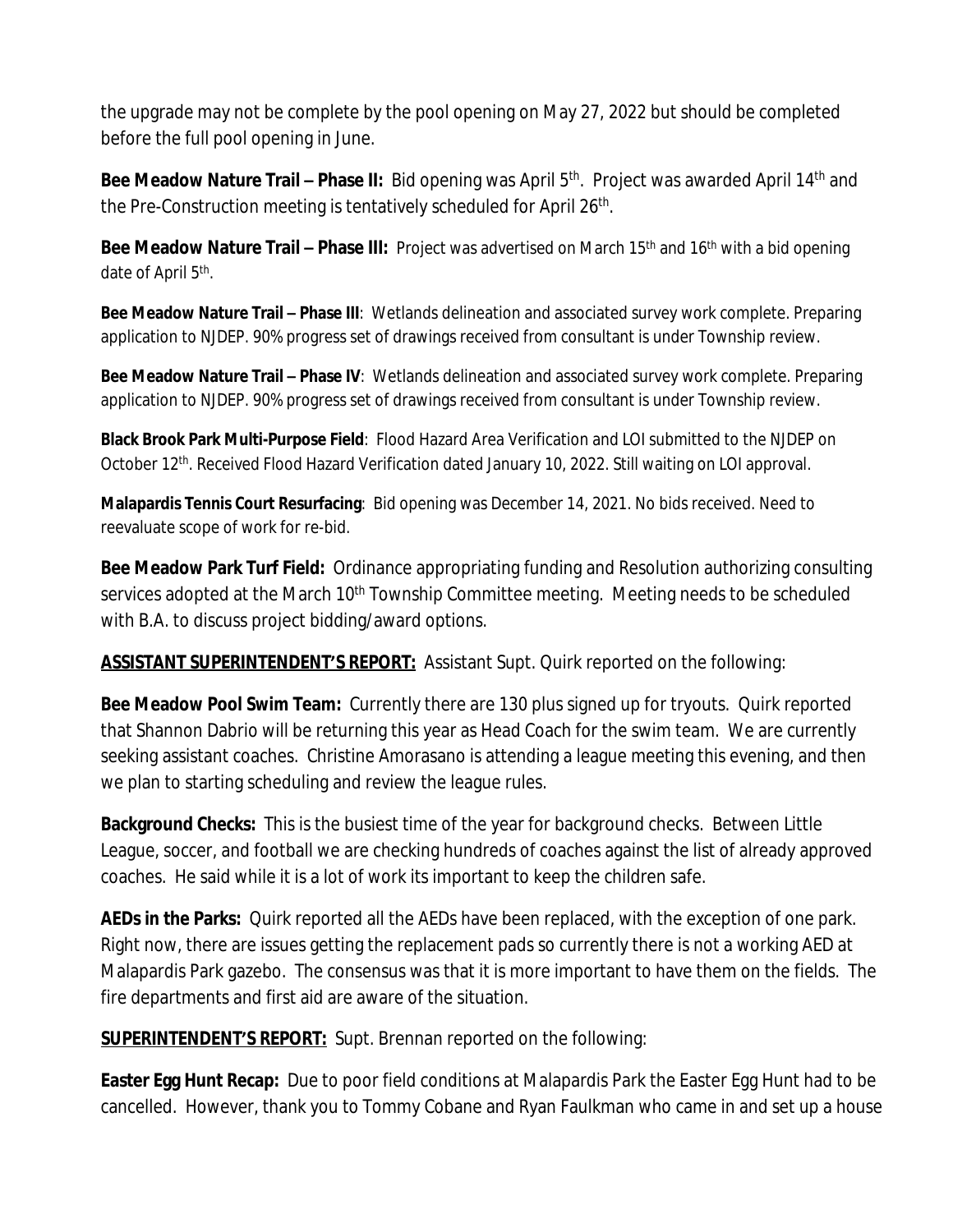the upgrade may not be complete by the pool opening on May 27, 2022 but should be completed before the full pool opening in June.

**Bee Meadow Nature Trail – Phase II:** Bid opening was April 5th. Project was awarded April 14th and the Pre-Construction meeting is tentatively scheduled for April 26th.

**Bee Meadow Nature Trail – Phase III:** Project was advertised on March 15th and 16th with a bid opening date of April 5th.

**Bee Meadow Nature Trail – Phase III**: Wetlands delineation and associated survey work complete. Preparing application to NJDEP. 90% progress set of drawings received from consultant is under Township review.

**Bee Meadow Nature Trail – Phase IV**: Wetlands delineation and associated survey work complete. Preparing application to NJDEP. 90% progress set of drawings received from consultant is under Township review.

**Black Brook Park Multi-Purpose Field**: Flood Hazard Area Verification and LOI submitted to the NJDEP on October 12th. Received Flood Hazard Verification dated January 10, 2022. Still waiting on LOI approval.

**Malapardis Tennis Court Resurfacing**: Bid opening was December 14, 2021. No bids received. Need to reevaluate scope of work for re-bid.

**Bee Meadow Park Turf Field:** Ordinance appropriating funding and Resolution authorizing consulting services adopted at the March 10th Township Committee meeting. Meeting needs to be scheduled with B.A. to discuss project bidding/award options.

**ASSISTANT SUPERINTENDENT'S REPORT:** Assistant Supt. Quirk reported on the following:

**Bee Meadow Pool Swim Team:** Currently there are 130 plus signed up for tryouts. Quirk reported that Shannon Dabrio will be returning this year as Head Coach for the swim team. We are currently seeking assistant coaches. Christine Amorasano is attending a league meeting this evening, and then we plan to starting scheduling and review the league rules.

**Background Checks:** This is the busiest time of the year for background checks. Between Little League, soccer, and football we are checking hundreds of coaches against the list of already approved coaches. He said while it is a lot of work its important to keep the children safe.

**AEDs in the Parks:** Quirk reported all the AEDs have been replaced, with the exception of one park. Right now, there are issues getting the replacement pads so currently there is not a working AED at Malapardis Park gazebo. The consensus was that it is more important to have them on the fields. The fire departments and first aid are aware of the situation.

**SUPERINTENDENT'S REPORT:** Supt. Brennan reported on the following:

**Easter Egg Hunt Recap:** Due to poor field conditions at Malapardis Park the Easter Egg Hunt had to be cancelled. However, thank you to Tommy Cobane and Ryan Faulkman who came in and set up a house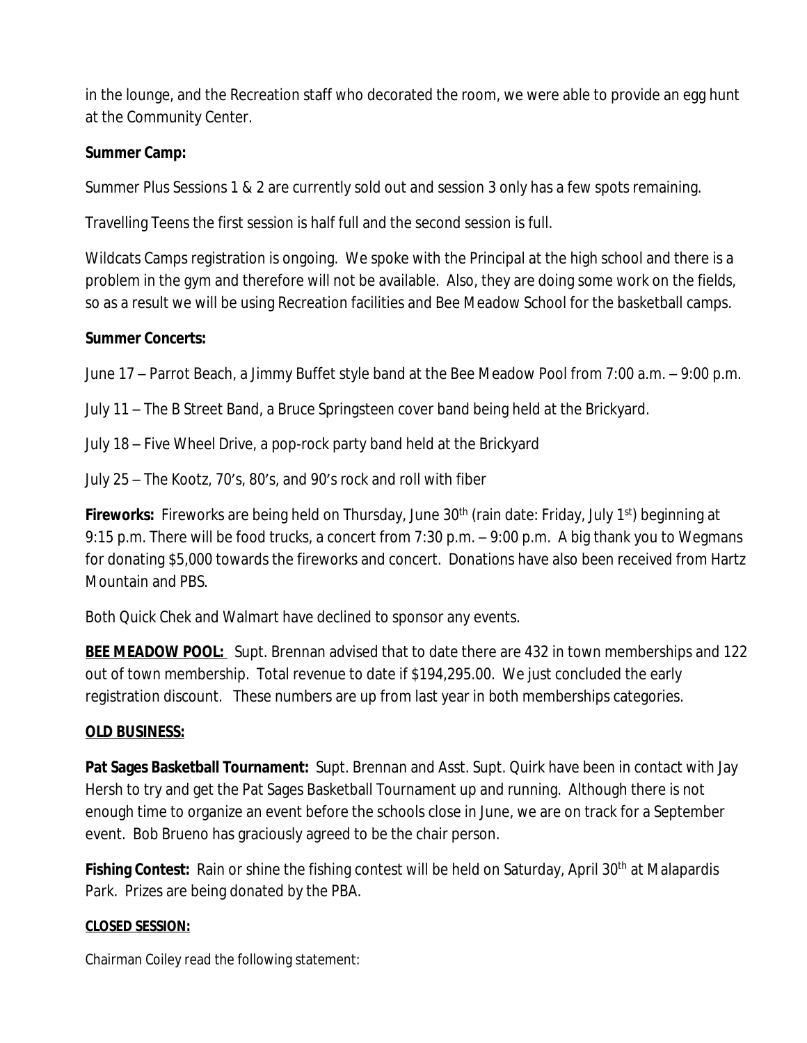in the lounge, and the Recreation staff who decorated the room, we were able to provide an egg hunt at the Community Center.

**Summer Camp:**

Summer Plus Sessions 1 & 2 are currently sold out and session 3 only has a few spots remaining.

Travelling Teens the first session is half full and the second session is full.

Wildcats Camps registration is ongoing. We spoke with the Principal at the high school and there is a problem in the gym and therefore will not be available. Also, they are doing some work on the fields, so as a result we will be using Recreation facilities and Bee Meadow School for the basketball camps.

**Summer Concerts:**

June 17 – Parrot Beach, a Jimmy Buffet style band at the Bee Meadow Pool from 7:00 a.m. – 9:00 p.m.

July 11 – The B Street Band, a Bruce Springsteen cover band being held at the Brickyard.

July 18 – Five Wheel Drive, a pop-rock party band held at the Brickyard

July 25 – The Kootz, 70's, 80's, and 90's rock and roll with fiber

**Fireworks:** Fireworks are being held on Thursday, June 30th (rain date: Friday, July 1st) beginning at 9:15 p.m. There will be food trucks, a concert from 7:30 p.m. – 9:00 p.m. A big thank you to Wegmans for donating $5,000 towards the fireworks and concert. Donations have also been received from Hartz Mountain and PBS.

Both Quick Chek and Walmart have declined to sponsor any events.

**<u>BEE MEADOW POOL:</u>** Supt. Brennan advised that to date there are 432 in town memberships and 122 out of town membership. Total revenue to date if $194,295.00. We just concluded the early registration discount. These numbers are up from last year in both memberships categories.

**<u>OLD BUSINESS:</u>**

**Pat Sages Basketball Tournament:** Supt. Brennan and Asst. Supt. Quirk have been in contact with Jay Hersh to try and get the Pat Sages Basketball Tournament up and running. Although there is not enough time to organize an event before the schools close in June, we are on track for a September event. Bob Brueno has graciously agreed to be the chair person.

**Fishing Contest:** Rain or shine the fishing contest will be held on Saturday, April 30th at Malapardis Park. Prizes are being donated by the PBA.

**<u>CLOSED SESSION:</u>**

Chairman Coiley read the following statement: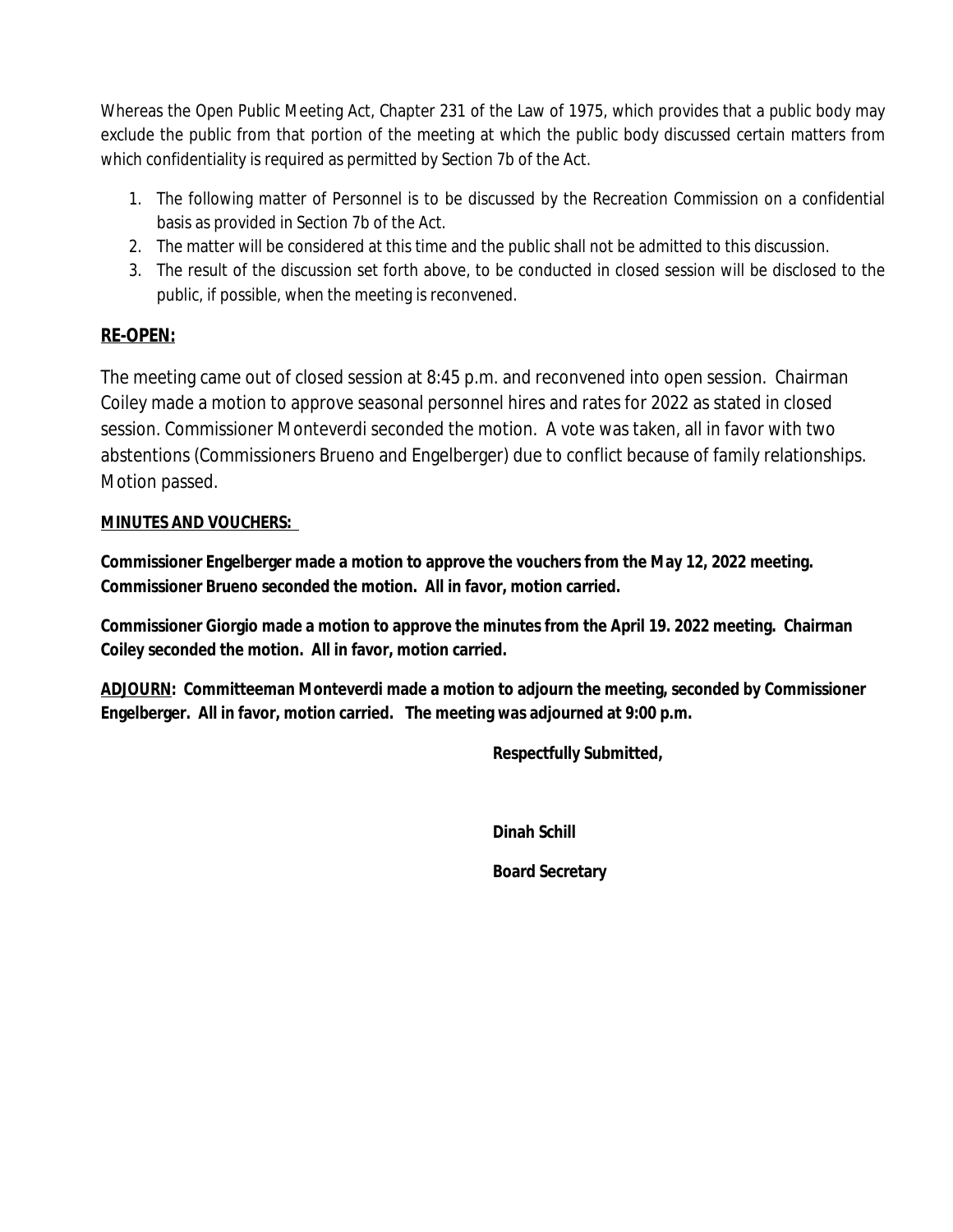Whereas the Open Public Meeting Act, Chapter 231 of the Law of 1975, which provides that a public body may exclude the public from that portion of the meeting at which the public body discussed certain matters from which confidentiality is required as permitted by Section 7b of the Act.

1. The following matter of Personnel is to be discussed by the Recreation Commission on a confidential basis as provided in Section 7b of the Act.
2. The matter will be considered at this time and the public shall not be admitted to this discussion.
3. The result of the discussion set forth above, to be conducted in closed session will be disclosed to the public, if possible, when the meeting is reconvened.

**RE-OPEN:**

The meeting came out of closed session at 8:45 p.m. and reconvened into open session. Chairman Coiley made a motion to approve seasonal personnel hires and rates for 2022 as stated in closed session. Commissioner Monteverdi seconded the motion. A vote was taken, all in favor with two abstentions (Commissioners Brueno and Engelberger) due to conflict because of family relationships. Motion passed.

**MINUTES AND VOUCHERS:**

**Commissioner Engelberger made a motion to approve the vouchers from the May 12, 2022 meeting. Commissioner Brueno seconded the motion. All in favor, motion carried.**

**Commissioner Giorgio made a motion to approve the minutes from the April 19. 2022 meeting. Chairman Coiley seconded the motion. All in favor, motion carried.**

**ADJOURN: Committeeman Monteverdi made a motion to adjourn the meeting, seconded by Commissioner Engelberger. All in favor, motion carried. The meeting was adjourned at 9:00 p.m.**

**Respectfully Submitted,**

**Dinah Schill**

**Board Secretary**